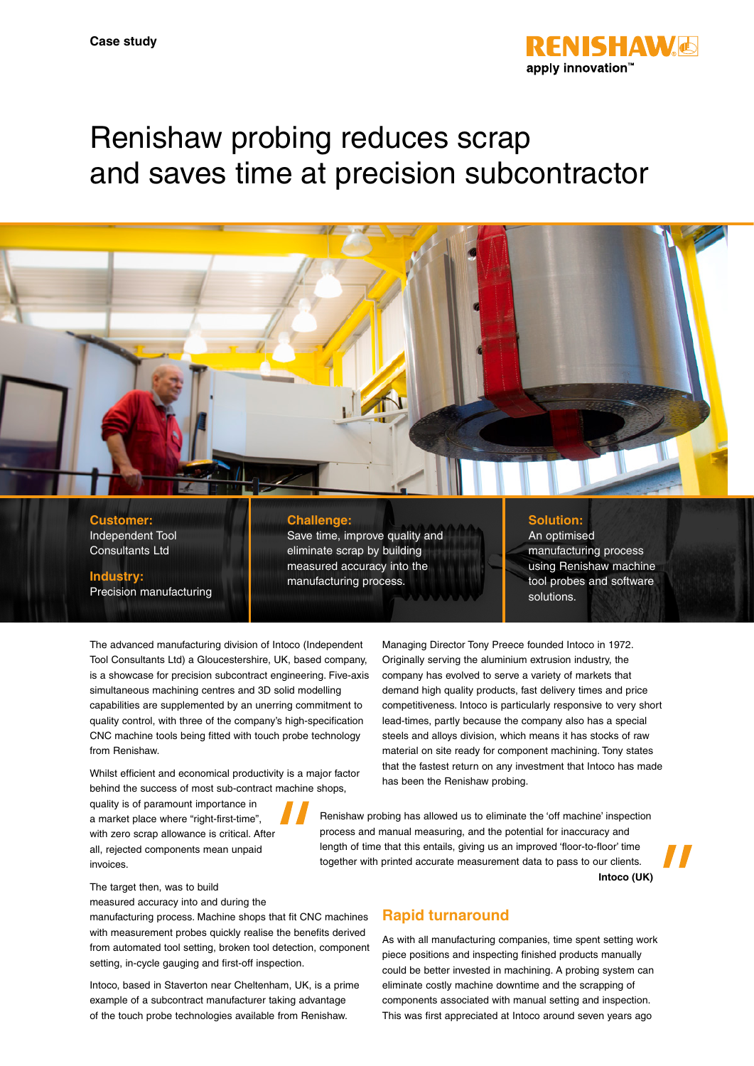Case study

# Renishaw probing reduces scrap and saves time at precision subcontractor

**Customer:**
Independent Tool Consultants Ltd

**Industry:**
Precision manufacturing

**Challenge:**
Save time, improve quality and eliminate scrap by building measured accuracy into the manufacturing process.

**Solution:**
An optimised manufacturing process using Renishaw machine tool probes and software solutions.

The advanced manufacturing division of Intoco (Independent Tool Consultants Ltd) a Gloucestershire, UK, based company, is a showcase for precision subcontract engineering. Five-axis simultaneous machining centres and 3D solid modelling capabilities are supplemented by an unerring commitment to quality control, with three of the company's high-specification CNC machine tools being fitted with touch probe technology from Renishaw.

Whilst efficient and economical productivity is a major factor behind the success of most sub-contract machine shops, quality is of paramount importance in a market place where "right-first-time", with zero scrap allowance is critical. After all, rejected components mean unpaid invoices.

The target then, was to build measured accuracy into and during the manufacturing process. Machine shops that fit CNC machines with measurement probes quickly realise the benefits derived from automated tool setting, broken tool detection, component setting, in-cycle gauging and first-off inspection.

Intoco, based in Staverton near Cheltenham, UK, is a prime example of a subcontract manufacturer taking advantage of the touch probe technologies available from Renishaw.

Managing Director Tony Preece founded Intoco in 1972. Originally serving the aluminium extrusion industry, the company has evolved to serve a variety of markets that demand high quality products, fast delivery times and price competitiveness. Intoco is particularly responsive to very short lead-times, partly because the company also has a special steels and alloys division, which means it has stocks of raw material on site ready for component machining. Tony states that the fastest return on any investment that Intoco has made has been the Renishaw probing.

> "Renishaw probing has allowed us to eliminate the 'off machine' inspection process and manual measuring, and the potential for inaccuracy and length of time that this entails, giving us an improved 'floor-to-floor' time together with printed accurate measurement data to pass to our clients."
>
> **Intoco (UK)**

## Rapid turnaround

As with all manufacturing companies, time spent setting work piece positions and inspecting finished products manually could be better invested in machining. A probing system can eliminate costly machine downtime and the scrapping of components associated with manual setting and inspection. This was first appreciated at Intoco around seven years ago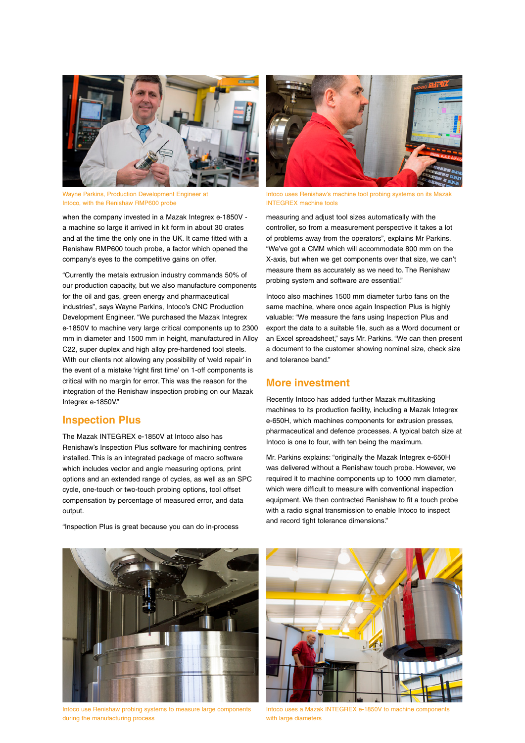Wayne Parkins, Production Development Engineer at Intoco, with the Renishaw RMP600 probe

Intoco uses Renishaw's machine tool probing systems on its Mazak INTEGREX machine tools

when the company invested in a Mazak Integrex e-1850V - a machine so large it arrived in kit form in about 30 crates and at the time the only one in the UK. It came fitted with a Renishaw RMP600 touch probe, a factor which opened the company's eyes to the competitive gains on offer.

"Currently the metals extrusion industry commands 50% of our production capacity, but we also manufacture components for the oil and gas, green energy and pharmaceutical industries", says Wayne Parkins, Intoco's CNC Production Development Engineer. "We purchased the Mazak Integrex e-1850V to machine very large critical components up to 2300 mm in diameter and 1500 mm in height, manufactured in Alloy C22, super duplex and high alloy pre-hardened tool steels. With our clients not allowing any possibility of 'weld repair' in the event of a mistake 'right first time' on 1-off components is critical with no margin for error. This was the reason for the integration of the Renishaw inspection probing on our Mazak Integrex e-1850V."

## Inspection Plus

The Mazak INTEGREX e-1850V at Intoco also has Renishaw's Inspection Plus software for machining centres installed. This is an integrated package of macro software which includes vector and angle measuring options, print options and an extended range of cycles, as well as an SPC cycle, one-touch or two-touch probing options, tool offset compensation by percentage of measured error, and data output.

"Inspection Plus is great because you can do in-process measuring and adjust tool sizes automatically with the controller, so from a measurement perspective it takes a lot of problems away from the operators", explains Mr Parkins. "We've got a CMM which will accommodate 800 mm on the X-axis, but when we get components over that size, we can't measure them as accurately as we need to. The Renishaw probing system and software are essential."

Intoco also machines 1500 mm diameter turbo fans on the same machine, where once again Inspection Plus is highly valuable: "We measure the fans using Inspection Plus and export the data to a suitable file, such as a Word document or an Excel spreadsheet," says Mr. Parkins. "We can then present a document to the customer showing nominal size, check size and tolerance band."

## More investment

Recently Intoco has added further Mazak multitasking machines to its production facility, including a Mazak Integrex e-650H, which machines components for extrusion presses, pharmaceutical and defence processes. A typical batch size at Intoco is one to four, with ten being the maximum.

Mr. Parkins explains: "originally the Mazak Integrex e-650H was delivered without a Renishaw touch probe. However, we required it to machine components up to 1000 mm diameter, which were difficult to measure with conventional inspection equipment. We then contracted Renishaw to fit a touch probe with a radio signal transmission to enable Intoco to inspect and record tight tolerance dimensions."

Intoco use Renishaw probing systems to measure large components during the manufacturing process

Intoco uses a Mazak INTEGREX e-1850V to machine components with large diameters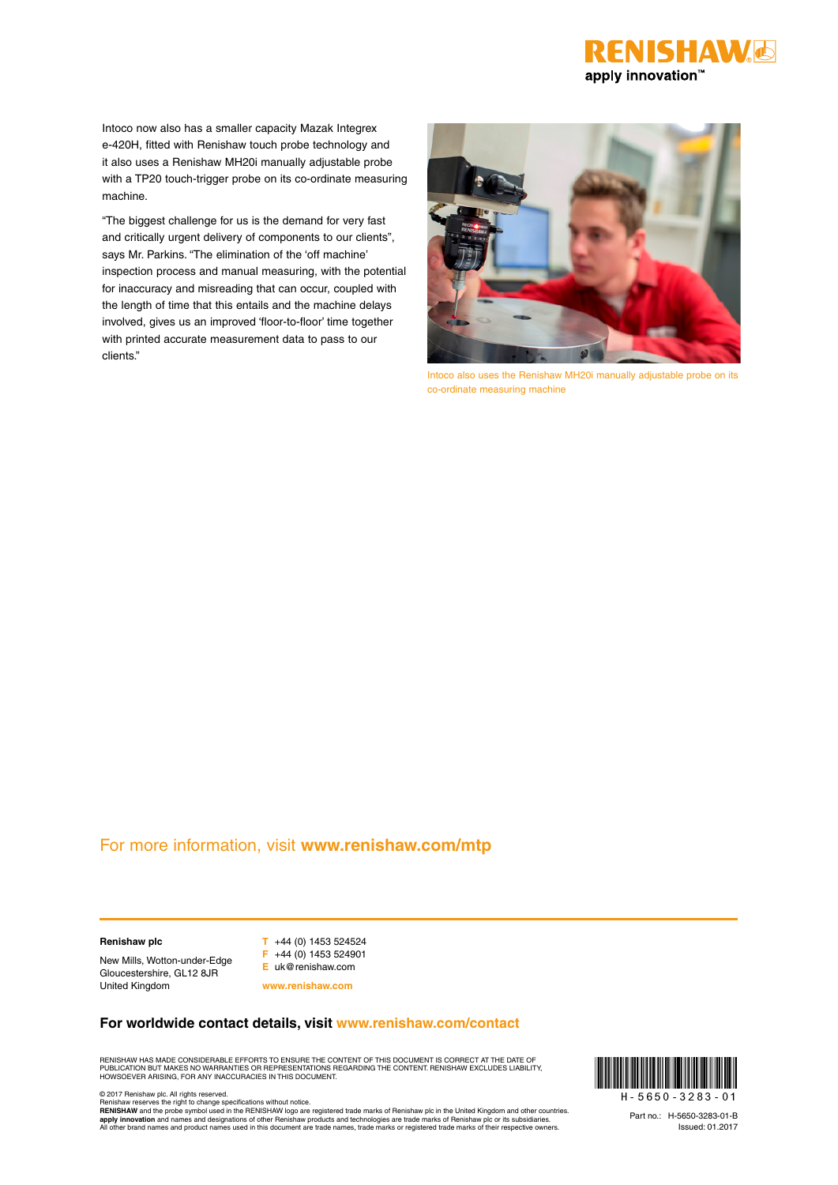Intoco now also has a smaller capacity Mazak Integrex e-420H, fitted with Renishaw touch probe technology and it also uses a Renishaw MH20i manually adjustable probe with a TP20 touch-trigger probe on its co-ordinate measuring machine.

"The biggest challenge for us is the demand for very fast and critically urgent delivery of components to our clients", says Mr. Parkins. "The elimination of the 'off machine' inspection process and manual measuring, with the potential for inaccuracy and misreading that can occur, coupled with the length of time that this entails and the machine delays involved, gives us an improved 'floor-to-floor' time together with printed accurate measurement data to pass to our clients."

Intoco also uses the Renishaw MH20i manually adjustable probe on its co-ordinate measuring machine

For more information, visit **www.renishaw.com/mtp**

**Renishaw plc**

New Mills, Wotton-under-Edge
Gloucestershire, GL12 8JR
United Kingdom

T +44 (0) 1453 524524
F +44 (0) 1453 524901
E uk@renishaw.com

**www.renishaw.com**

**For worldwide contact details, visit www.renishaw.com/contact**

RENISHAW HAS MADE CONSIDERABLE EFFORTS TO ENSURE THE CONTENT OF THIS DOCUMENT IS CORRECT AT THE DATE OF PUBLICATION BUT MAKES NO WARRANTIES OR REPRESENTATIONS REGARDING THE CONTENT. RENISHAW EXCLUDES LIABILITY, HOWSOEVER ARISING, FOR ANY INACCURACIES IN THIS DOCUMENT.

© 2017 Renishaw plc. All rights reserved.
Renishaw reserves the right to change specifications without notice.
**RENISHAW** and the probe symbol used in the RENISHAW logo are registered trade marks of Renishaw plc in the United Kingdom and other countries. **apply innovation** and names and designations of other Renishaw products and technologies are trade marks of Renishaw plc or its subsidiaries.
All other brand names and product names used in this document are trade names, trade marks or registered trade marks of their respective owners.

H-5650-3283-01

Part no.: H-5650-3283-01-B
Issued: 01.2017